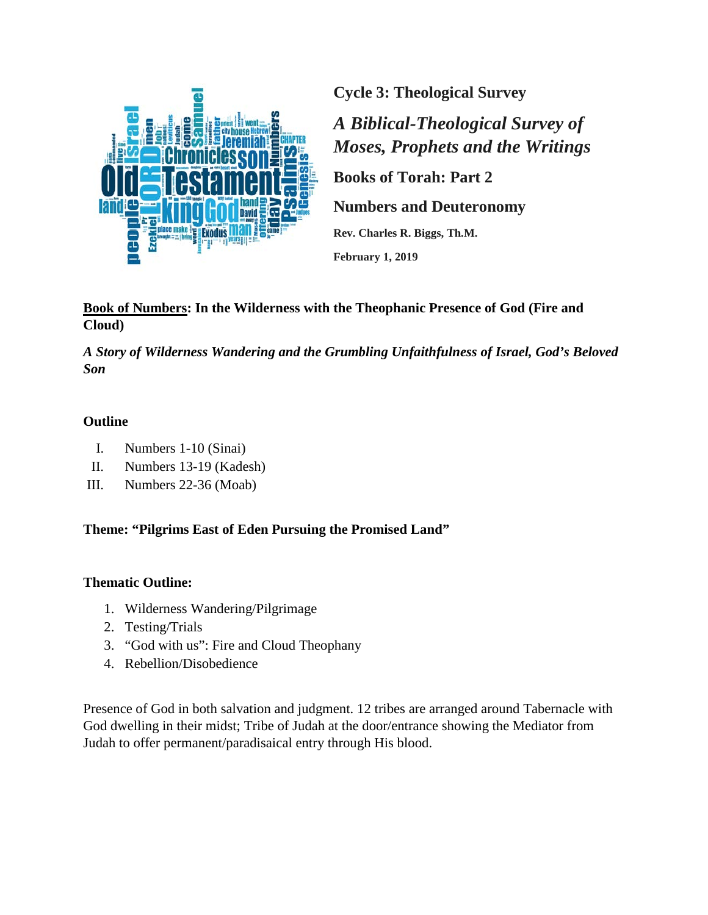**Cycle 3: Theological Survey**

***A Biblical-Theological Survey of Moses, Prophets and the Writings***

**Books of Torah: Part 2**

**Numbers and Deuteronomy**

**Rev. Charles R. Biggs, Th.M.**

**February 1, 2019**

**<u>Book of Numbers</u>: In the Wilderness with the Theophanic Presence of God (Fire and Cloud)**

***A Story of Wilderness Wandering and the Grumbling Unfaithfulness of Israel, God's Beloved Son***

**Outline**

I. Numbers 1-10 (Sinai)
II. Numbers 13-19 (Kadesh)
III. Numbers 22-36 (Moab)

**Theme: "Pilgrims East of Eden Pursuing the Promised Land"**

**Thematic Outline:**

1. Wilderness Wandering/Pilgrimage
2. Testing/Trials
3. "God with us": Fire and Cloud Theophany
4. Rebellion/Disobedience

Presence of God in both salvation and judgment. 12 tribes are arranged around Tabernacle with God dwelling in their midst; Tribe of Judah at the door/entrance showing the Mediator from Judah to offer permanent/paradisaical entry through His blood.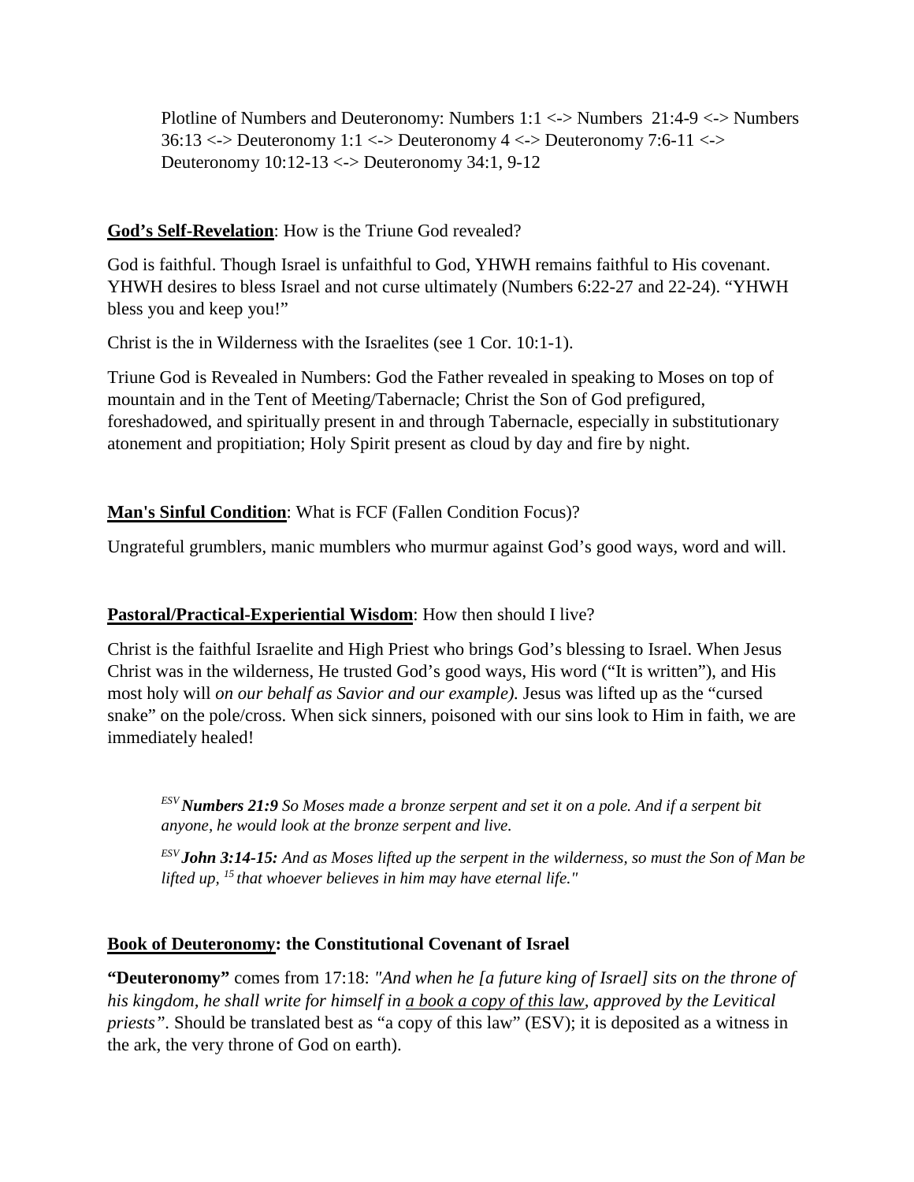Plotline of Numbers and Deuteronomy: Numbers 1:1 <-> Numbers 21:4-9 <-> Numbers 36:13 <-> Deuteronomy 1:1 <-> Deuteronomy 4 <-> Deuteronomy 7:6-11 <-> Deuteronomy 10:12-13 <-> Deuteronomy 34:1, 9-12

**God's Self-Revelation**: How is the Triune God revealed?

God is faithful. Though Israel is unfaithful to God, YHWH remains faithful to His covenant. YHWH desires to bless Israel and not curse ultimately (Numbers 6:22-27 and 22-24). "YHWH bless you and keep you!"

Christ is the in Wilderness with the Israelites (see 1 Cor. 10:1-1).

Triune God is Revealed in Numbers: God the Father revealed in speaking to Moses on top of mountain and in the Tent of Meeting/Tabernacle; Christ the Son of God prefigured, foreshadowed, and spiritually present in and through Tabernacle, especially in substitutionary atonement and propitiation; Holy Spirit present as cloud by day and fire by night.

**Man's Sinful Condition**: What is FCF (Fallen Condition Focus)?

Ungrateful grumblers, manic mumblers who murmur against God's good ways, word and will.

**Pastoral/Practical-Experiential Wisdom**: How then should I live?

Christ is the faithful Israelite and High Priest who brings God's blessing to Israel. When Jesus Christ was in the wilderness, He trusted God's good ways, His word ("It is written"), and His most holy will *on our behalf as Savior and our example).* Jesus was lifted up as the "cursed snake" on the pole/cross. When sick sinners, poisoned with our sins look to Him in faith, we are immediately healed!

> *ESV* ***Numbers 21:9*** *So Moses made a bronze serpent and set it on a pole. And if a serpent bit anyone, he would look at the bronze serpent and live.*
>
> *ESV* ***John 3:14-15:*** *And as Moses lifted up the serpent in the wilderness, so must the Son of Man be lifted up, [15] that whoever believes in him may have eternal life."*

**Book of Deuteronomy: the Constitutional Covenant of Israel**

**"Deuteronomy"** comes from 17:18: *"And when he [a future king of Israel] sits on the throne of his kingdom, he shall write for himself in a book a copy of this law, approved by the Levitical priests".* Should be translated best as "a copy of this law" (ESV); it is deposited as a witness in the ark, the very throne of God on earth).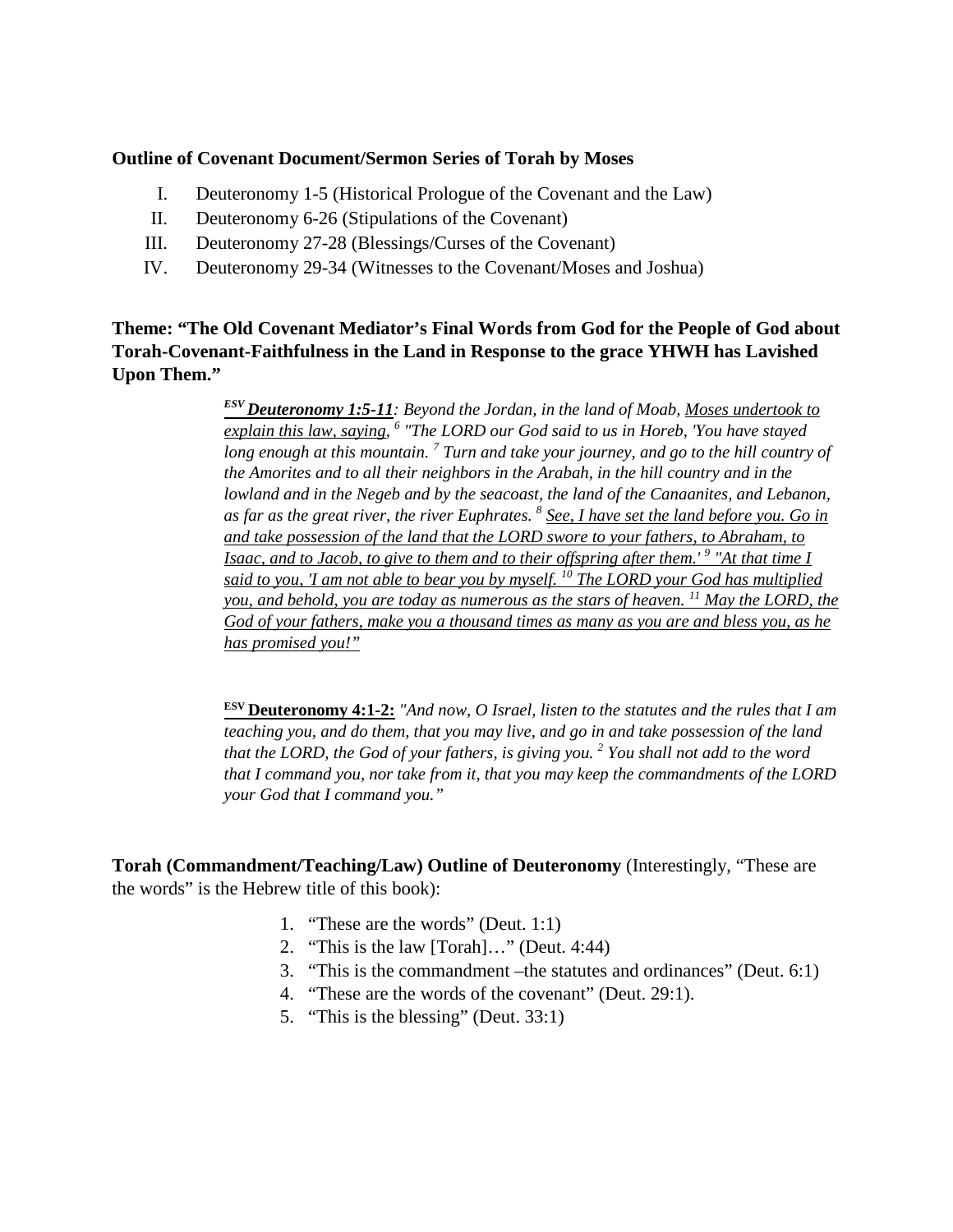**Outline of Covenant Document/Sermon Series of Torah by Moses**

I. Deuteronomy 1-5 (Historical Prologue of the Covenant and the Law)
II. Deuteronomy 6-26 (Stipulations of the Covenant)
III. Deuteronomy 27-28 (Blessings/Curses of the Covenant)
IV. Deuteronomy 29-34 (Witnesses to the Covenant/Moses and Joshua)

**Theme: "The Old Covenant Mediator's Final Words from God for the People of God about Torah-Covenant-Faithfulness in the Land in Response to the grace YHWH has Lavished Upon Them."**

> ***[ESV] <u>Deuteronomy 1:5-11</u>**: Beyond the Jordan, in the land of Moab, <u>Moses undertook to explain this law, saying,</u> [6] "The LORD our God said to us in Horeb, 'You have stayed long enough at this mountain. [7] Turn and take your journey, and go to the hill country of the Amorites and to all their neighbors in the Arabah, in the hill country and in the lowland and in the Negeb and by the seacoast, the land of the Canaanites, and Lebanon, as far as the great river, the river Euphrates. [8] <u>See, I have set the land before you. Go in and take possession of the land that the LORD swore to your fathers, to Abraham, to Isaac, and to Jacob, to give to them and to their offspring after them.' [9] "At that time I said to you, 'I am not able to bear you by myself. [10] The LORD your God has multiplied you, and behold, you are today as numerous as the stars of heaven. [11] May the LORD, the God of your fathers, make you a thousand times as many as you are and bless you, as he has promised you!"</u>*

> **[ESV] <u>Deuteronomy 4:1-2:</u>** *"And now, O Israel, listen to the statutes and the rules that I am teaching you, and do them, that you may live, and go in and take possession of the land that the LORD, the God of your fathers, is giving you. [2] You shall not add to the word that I command you, nor take from it, that you may keep the commandments of the LORD your God that I command you."*

**Torah (Commandment/Teaching/Law) Outline of Deuteronomy** (Interestingly, "These are the words" is the Hebrew title of this book):

1. "These are the words" (Deut. 1:1)
2. "This is the law [Torah]…" (Deut. 4:44)
3. "This is the commandment –the statutes and ordinances" (Deut. 6:1)
4. "These are the words of the covenant" (Deut. 29:1).
5. "This is the blessing" (Deut. 33:1)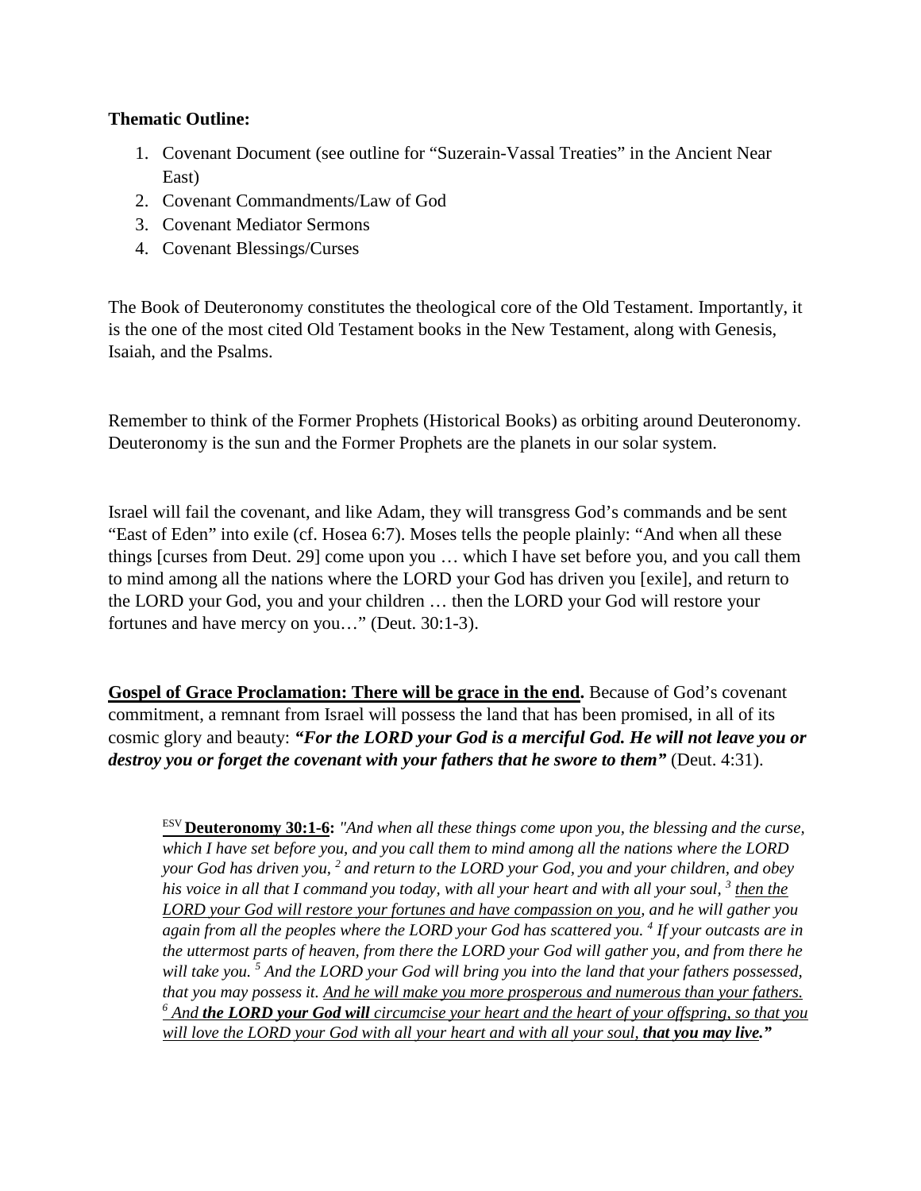**Thematic Outline:**

1. Covenant Document (see outline for "Suzerain-Vassal Treaties" in the Ancient Near East)
2. Covenant Commandments/Law of God
3. Covenant Mediator Sermons
4. Covenant Blessings/Curses

The Book of Deuteronomy constitutes the theological core of the Old Testament. Importantly, it is the one of the most cited Old Testament books in the New Testament, along with Genesis, Isaiah, and the Psalms.

Remember to think of the Former Prophets (Historical Books) as orbiting around Deuteronomy. Deuteronomy is the sun and the Former Prophets are the planets in our solar system.

Israel will fail the covenant, and like Adam, they will transgress God's commands and be sent "East of Eden" into exile (cf. Hosea 6:7). Moses tells the people plainly: "And when all these things [curses from Deut. 29] come upon you … which I have set before you, and you call them to mind among all the nations where the LORD your God has driven you [exile], and return to the LORD your God, you and your children … then the LORD your God will restore your fortunes and have mercy on you…" (Deut. 30:1-3).

<u>**Gospel of Grace Proclamation: There will be grace in the end.**</u> Because of God's covenant commitment, a remnant from Israel will possess the land that has been promised, in all of its cosmic glory and beauty: ***"For the LORD your God is a merciful God. He will not leave you or destroy you or forget the covenant with your fathers that he swore to them"*** (Deut. 4:31).

> [ESV] <u>**Deuteronomy 30:1-6**</u>**:** *"And when all these things come upon you, the blessing and the curse, which I have set before you, and you call them to mind among all the nations where the LORD your God has driven you, [2] and return to the LORD your God, you and your children, and obey his voice in all that I command you today, with all your heart and with all your soul, [3] <u>then the LORD your God will restore your fortunes and have compassion on you</u>, and he will gather you again from all the peoples where the LORD your God has scattered you. [4] If your outcasts are in the uttermost parts of heaven, from there the LORD your God will gather you, and from there he will take you. [5] And the LORD your God will bring you into the land that your fathers possessed, that you may possess it. <u>And he will make you more prosperous and numerous than your fathers.</u> <u>[6] And **the LORD your God will** circumcise your heart and the heart of your offspring, so that you will love the LORD your God with all your heart and with all your soul, **that you may live**</u>."*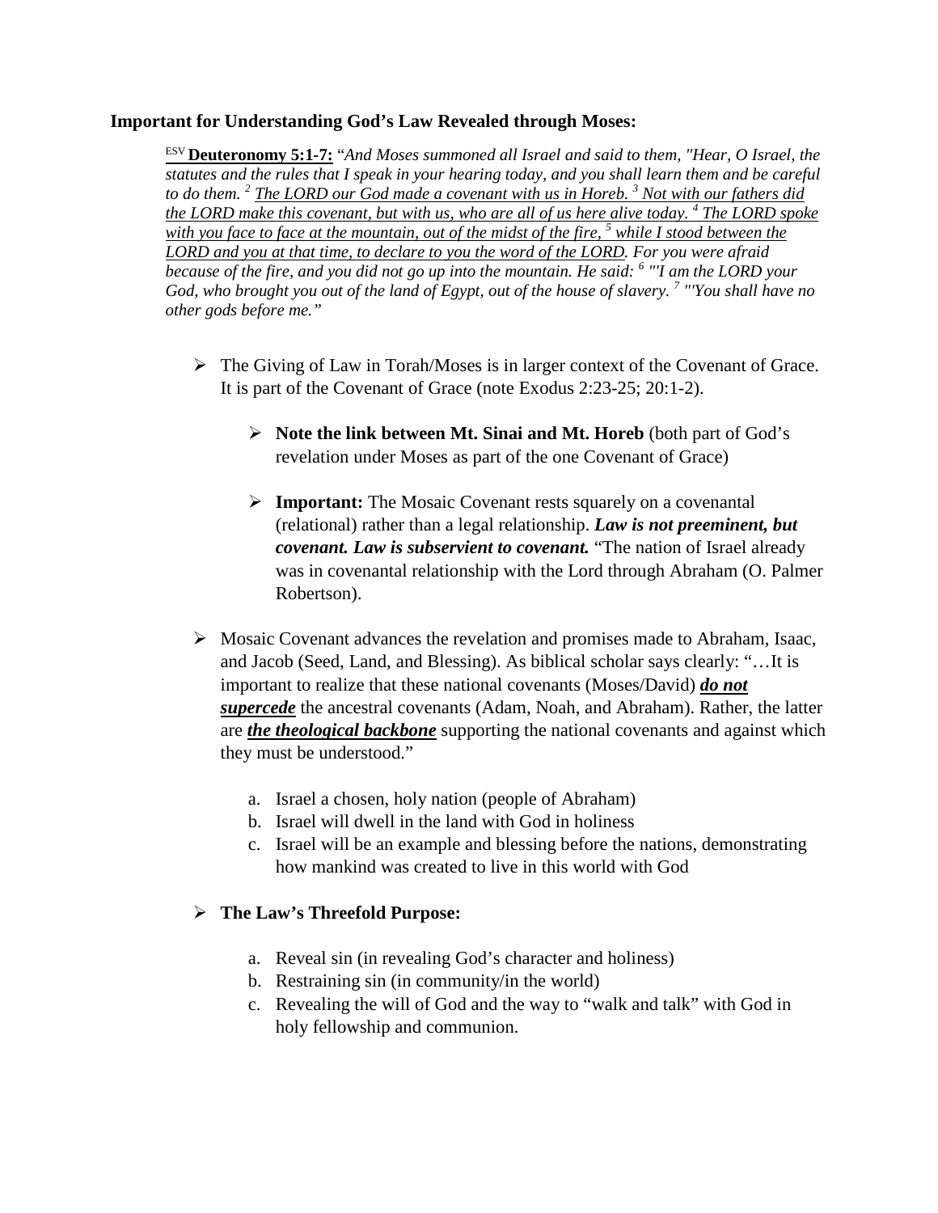**Important for Understanding God's Law Revealed through Moses:**

> ESV **Deuteronomy 5:1-7:** "*And Moses summoned all Israel and said to them, "Hear, O Israel, the statutes and the rules that I speak in your hearing today, and you shall learn them and be careful to do them.* [2] <u>*The LORD our God made a covenant with us in Horeb.* [3] *Not with our fathers did the LORD make this covenant, but with us, who are all of us here alive today.* [4] *The LORD spoke with you face to face at the mountain, out of the midst of the fire,* [5] *while I stood between the LORD and you at that time, to declare to you the word of the LORD*</u>*. For you were afraid because of the fire, and you did not go up into the mountain. He said:* [6] *"'I am the LORD your God, who brought you out of the land of Egypt, out of the house of slavery.* [7] *"'You shall have no other gods before me.*"

- The Giving of Law in Torah/Moses is in larger context of the Covenant of Grace. It is part of the Covenant of Grace (note Exodus 2:23-25; 20:1-2).
  - **Note the link between Mt. Sinai and Mt. Horeb** (both part of God's revelation under Moses as part of the one Covenant of Grace)
  - **Important:** The Mosaic Covenant rests squarely on a covenantal (relational) rather than a legal relationship. ***Law is not preeminent, but covenant. Law is subservient to covenant.*** "The nation of Israel already was in covenantal relationship with the Lord through Abraham (O. Palmer Robertson).
- Mosaic Covenant advances the revelation and promises made to Abraham, Isaac, and Jacob (Seed, Land, and Blessing). As biblical scholar says clearly: "…It is important to realize that these national covenants (Moses/David) <u>***do not supercede***</u> the ancestral covenants (Adam, Noah, and Abraham). Rather, the latter are <u>***the theological backbone***</u> supporting the national covenants and against which they must be understood."
  a. Israel a chosen, holy nation (people of Abraham)
  b. Israel will dwell in the land with God in holiness
  c. Israel will be an example and blessing before the nations, demonstrating how mankind was created to live in this world with God
- **The Law's Threefold Purpose:**
  a. Reveal sin (in revealing God's character and holiness)
  b. Restraining sin (in community/in the world)
  c. Revealing the will of God and the way to "walk and talk" with God in holy fellowship and communion.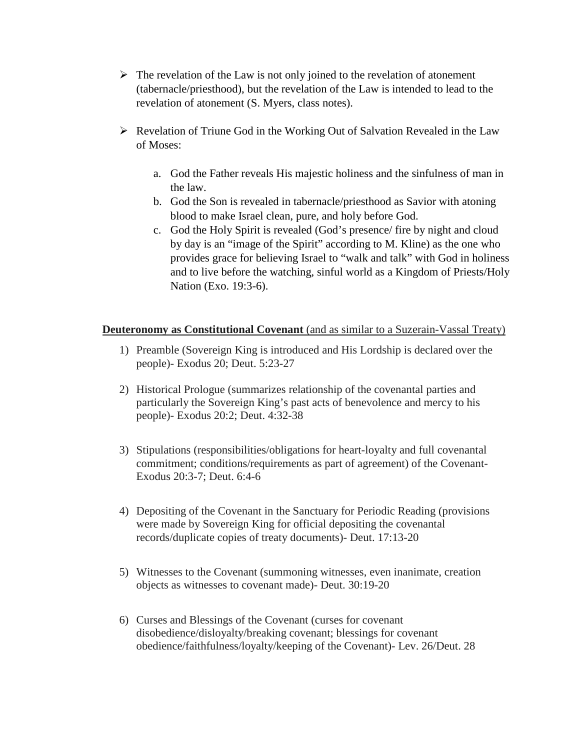- The revelation of the Law is not only joined to the revelation of atonement (tabernacle/priesthood), but the revelation of the Law is intended to lead to the revelation of atonement (S. Myers, class notes).

- Revelation of Triune God in the Working Out of Salvation Revealed in the Law of Moses:

  a. God the Father reveals His majestic holiness and the sinfulness of man in the law.
  b. God the Son is revealed in tabernacle/priesthood as Savior with atoning blood to make Israel clean, pure, and holy before God.
  c. God the Holy Spirit is revealed (God's presence/ fire by night and cloud by day is an "image of the Spirit" according to M. Kline) as the one who provides grace for believing Israel to "walk and talk" with God in holiness and to live before the watching, sinful world as a Kingdom of Priests/Holy Nation (Exo. 19:3-6).

<u>**Deuteronomy as Constitutional Covenant** (and as similar to a Suzerain-Vassal Treaty)</u>

1) Preamble (Sovereign King is introduced and His Lordship is declared over the people)- Exodus 20; Deut. 5:23-27

2) Historical Prologue (summarizes relationship of the covenantal parties and particularly the Sovereign King's past acts of benevolence and mercy to his people)- Exodus 20:2; Deut. 4:32-38

3) Stipulations (responsibilities/obligations for heart-loyalty and full covenantal commitment; conditions/requirements as part of agreement) of the Covenant- Exodus 20:3-7; Deut. 6:4-6

4) Depositing of the Covenant in the Sanctuary for Periodic Reading (provisions were made by Sovereign King for official depositing the covenantal records/duplicate copies of treaty documents)- Deut. 17:13-20

5) Witnesses to the Covenant (summoning witnesses, even inanimate, creation objects as witnesses to covenant made)- Deut. 30:19-20

6) Curses and Blessings of the Covenant (curses for covenant disobedience/disloyalty/breaking covenant; blessings for covenant obedience/faithfulness/loyalty/keeping of the Covenant)- Lev. 26/Deut. 28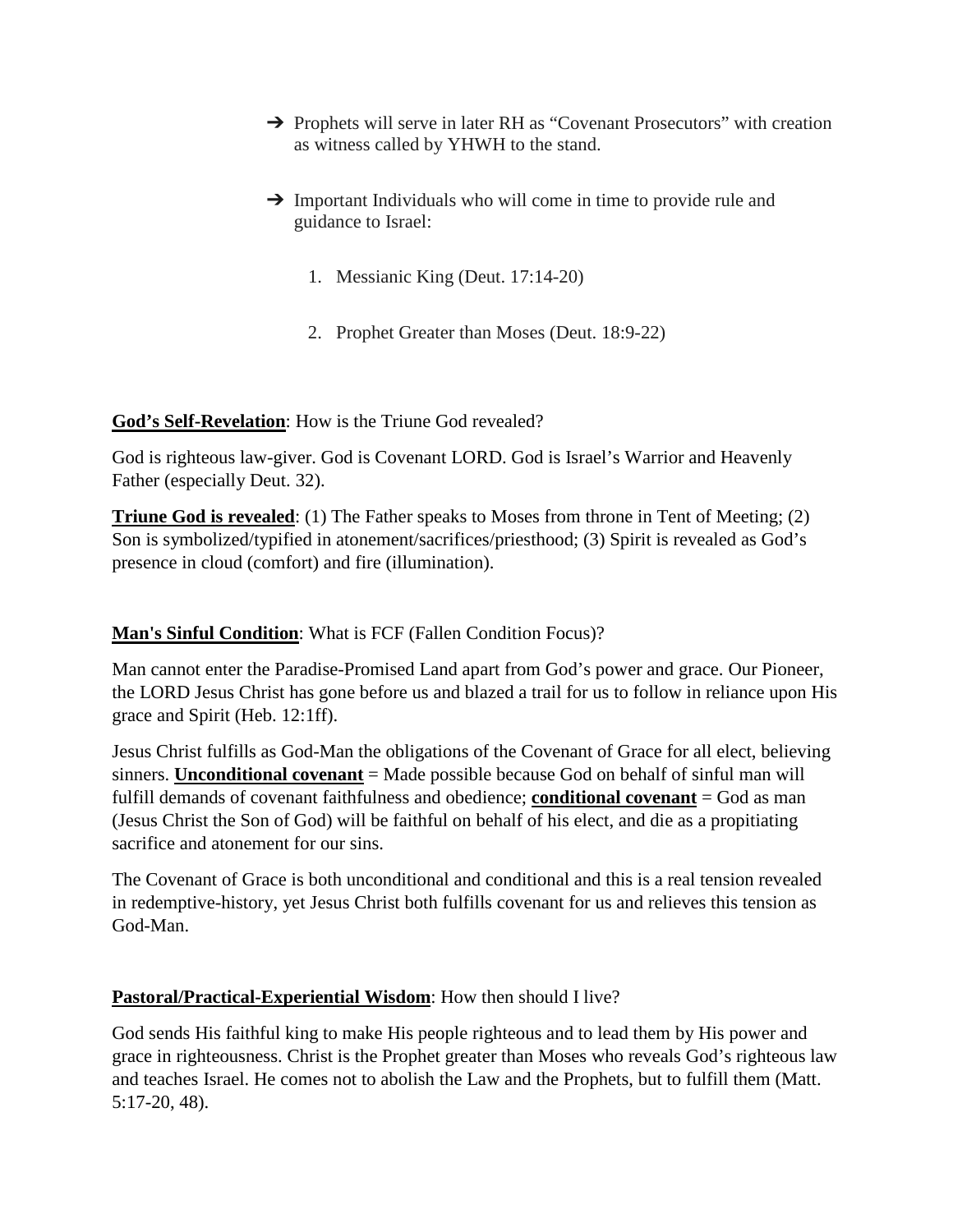- ➔ Prophets will serve in later RH as "Covenant Prosecutors" with creation as witness called by YHWH to the stand.

- ➔ Important Individuals who will come in time to provide rule and guidance to Israel:

   1. Messianic King (Deut. 17:14-20)

   2. Prophet Greater than Moses (Deut. 18:9-22)

**God's Self-Revelation**: How is the Triune God revealed?

God is righteous law-giver. God is Covenant LORD. God is Israel's Warrior and Heavenly Father (especially Deut. 32).

**Triune God is revealed**: (1) The Father speaks to Moses from throne in Tent of Meeting; (2) Son is symbolized/typified in atonement/sacrifices/priesthood; (3) Spirit is revealed as God's presence in cloud (comfort) and fire (illumination).

**Man's Sinful Condition**: What is FCF (Fallen Condition Focus)?

Man cannot enter the Paradise-Promised Land apart from God's power and grace. Our Pioneer, the LORD Jesus Christ has gone before us and blazed a trail for us to follow in reliance upon His grace and Spirit (Heb. 12:1ff).

Jesus Christ fulfills as God-Man the obligations of the Covenant of Grace for all elect, believing sinners. **Unconditional covenant** = Made possible because God on behalf of sinful man will fulfill demands of covenant faithfulness and obedience; **conditional covenant** = God as man (Jesus Christ the Son of God) will be faithful on behalf of his elect, and die as a propitiating sacrifice and atonement for our sins.

The Covenant of Grace is both unconditional and conditional and this is a real tension revealed in redemptive-history, yet Jesus Christ both fulfills covenant for us and relieves this tension as God-Man.

**Pastoral/Practical-Experiential Wisdom**: How then should I live?

God sends His faithful king to make His people righteous and to lead them by His power and grace in righteousness. Christ is the Prophet greater than Moses who reveals God's righteous law and teaches Israel. He comes not to abolish the Law and the Prophets, but to fulfill them (Matt. 5:17-20, 48).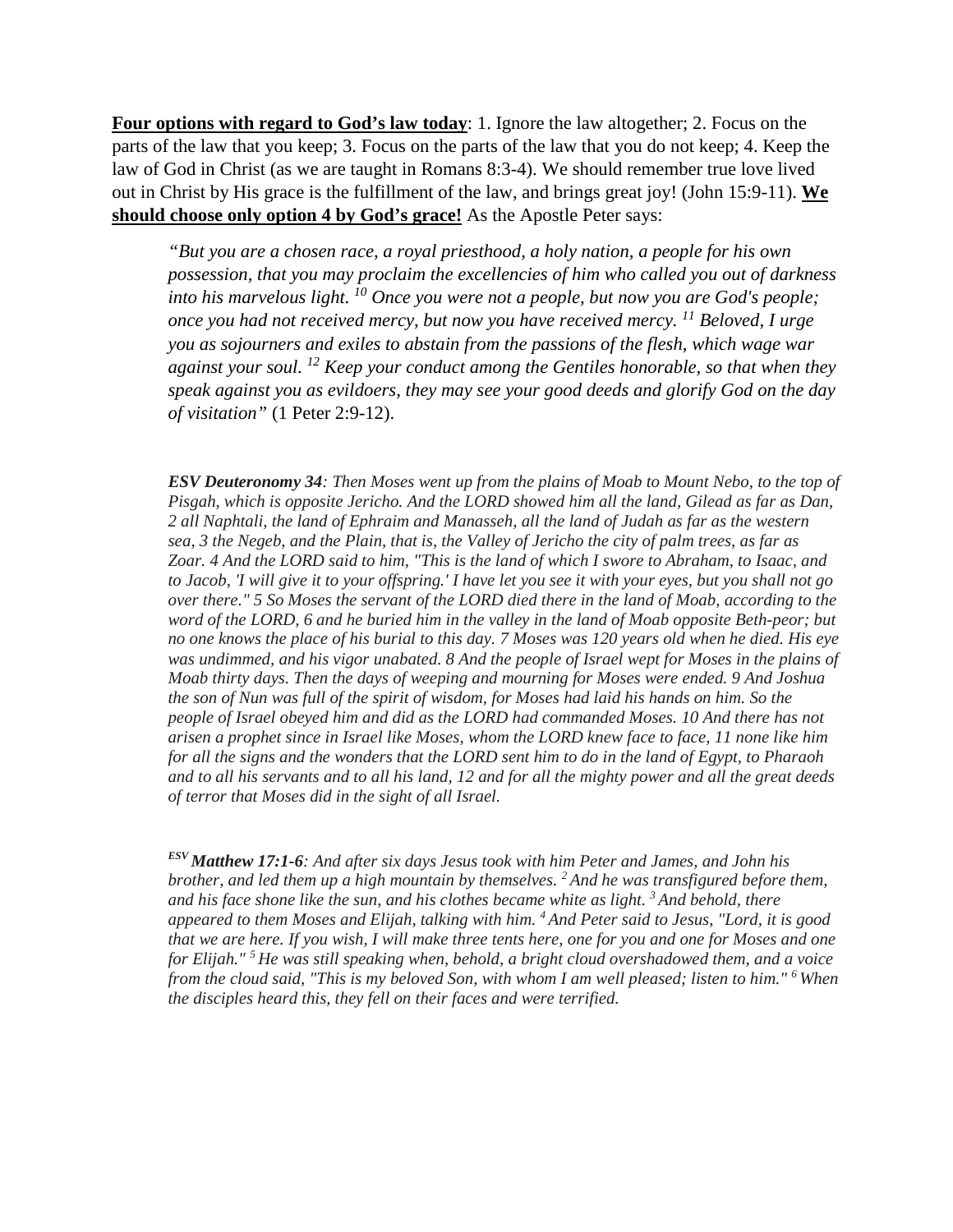**<u>Four options with regard to God's law today</u>**: 1. Ignore the law altogether; 2. Focus on the parts of the law that you keep; 3. Focus on the parts of the law that you do not keep; 4. Keep the law of God in Christ (as we are taught in Romans 8:3-4). We should remember true love lived out in Christ by His grace is the fulfillment of the law, and brings great joy! (John 15:9-11). **<u>We should choose only option 4 by God's grace!</u>** As the Apostle Peter says:

> *"But you are a chosen race, a royal priesthood, a holy nation, a people for his own possession, that you may proclaim the excellencies of him who called you out of darkness into his marvelous light. [10] Once you were not a people, but now you are God's people; once you had not received mercy, but now you have received mercy. [11] Beloved, I urge you as sojourners and exiles to abstain from the passions of the flesh, which wage war against your soul. [12] Keep your conduct among the Gentiles honorable, so that when they speak against you as evildoers, they may see your good deeds and glorify God on the day of visitation"* (1 Peter 2:9-12).

> ***ESV Deuteronomy 34****: Then Moses went up from the plains of Moab to Mount Nebo, to the top of Pisgah, which is opposite Jericho. And the LORD showed him all the land, Gilead as far as Dan, 2 all Naphtali, the land of Ephraim and Manasseh, all the land of Judah as far as the western sea, 3 the Negeb, and the Plain, that is, the Valley of Jericho the city of palm trees, as far as Zoar. 4 And the LORD said to him, "This is the land of which I swore to Abraham, to Isaac, and to Jacob, 'I will give it to your offspring.' I have let you see it with your eyes, but you shall not go over there." 5 So Moses the servant of the LORD died there in the land of Moab, according to the word of the LORD, 6 and he buried him in the valley in the land of Moab opposite Beth-peor; but no one knows the place of his burial to this day. 7 Moses was 120 years old when he died. His eye was undimmed, and his vigor unabated. 8 And the people of Israel wept for Moses in the plains of Moab thirty days. Then the days of weeping and mourning for Moses were ended. 9 And Joshua the son of Nun was full of the spirit of wisdom, for Moses had laid his hands on him. So the people of Israel obeyed him and did as the LORD had commanded Moses. 10 And there has not arisen a prophet since in Israel like Moses, whom the LORD knew face to face, 11 none like him for all the signs and the wonders that the LORD sent him to do in the land of Egypt, to Pharaoh and to all his servants and to all his land, 12 and for all the mighty power and all the great deeds of terror that Moses did in the sight of all Israel.*

> ***[ESV] Matthew 17:1-6****: And after six days Jesus took with him Peter and James, and John his brother, and led them up a high mountain by themselves. [2] And he was transfigured before them, and his face shone like the sun, and his clothes became white as light. [3] And behold, there appeared to them Moses and Elijah, talking with him. [4] And Peter said to Jesus, "Lord, it is good that we are here. If you wish, I will make three tents here, one for you and one for Moses and one for Elijah." [5] He was still speaking when, behold, a bright cloud overshadowed them, and a voice from the cloud said, "This is my beloved Son, with whom I am well pleased; listen to him." [6] When the disciples heard this, they fell on their faces and were terrified.*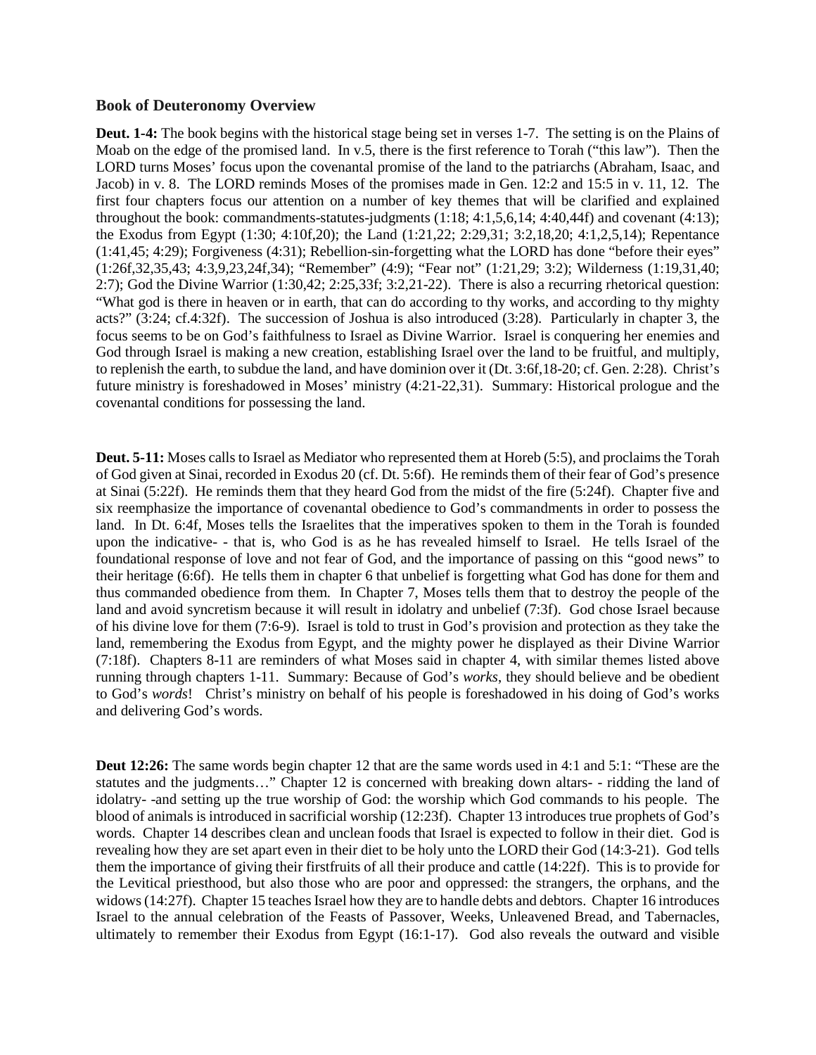**Book of Deuteronomy Overview**

**Deut. 1-4:** The book begins with the historical stage being set in verses 1-7. The setting is on the Plains of Moab on the edge of the promised land. In v.5, there is the first reference to Torah ("this law"). Then the LORD turns Moses' focus upon the covenantal promise of the land to the patriarchs (Abraham, Isaac, and Jacob) in v. 8. The LORD reminds Moses of the promises made in Gen. 12:2 and 15:5 in v. 11, 12. The first four chapters focus our attention on a number of key themes that will be clarified and explained throughout the book: commandments-statutes-judgments (1:18; 4:1,5,6,14; 4:40,44f) and covenant (4:13); the Exodus from Egypt (1:30; 4:10f,20); the Land (1:21,22; 2:29,31; 3:2,18,20; 4:1,2,5,14); Repentance (1:41,45; 4:29); Forgiveness (4:31); Rebellion-sin-forgetting what the LORD has done "before their eyes" (1:26f,32,35,43; 4:3,9,23,24f,34); "Remember" (4:9); "Fear not" (1:21,29; 3:2); Wilderness (1:19,31,40; 2:7); God the Divine Warrior (1:30,42; 2:25,33f; 3:2,21-22). There is also a recurring rhetorical question: "What god is there in heaven or in earth, that can do according to thy works, and according to thy mighty acts?" (3:24; cf.4:32f). The succession of Joshua is also introduced (3:28). Particularly in chapter 3, the focus seems to be on God's faithfulness to Israel as Divine Warrior. Israel is conquering her enemies and God through Israel is making a new creation, establishing Israel over the land to be fruitful, and multiply, to replenish the earth, to subdue the land, and have dominion over it (Dt. 3:6f,18-20; cf. Gen. 2:28). Christ's future ministry is foreshadowed in Moses' ministry (4:21-22,31). Summary: Historical prologue and the covenantal conditions for possessing the land.

**Deut. 5-11:** Moses calls to Israel as Mediator who represented them at Horeb (5:5), and proclaims the Torah of God given at Sinai, recorded in Exodus 20 (cf. Dt. 5:6f). He reminds them of their fear of God's presence at Sinai (5:22f). He reminds them that they heard God from the midst of the fire (5:24f). Chapter five and six reemphasize the importance of covenantal obedience to God's commandments in order to possess the land. In Dt. 6:4f, Moses tells the Israelites that the imperatives spoken to them in the Torah is founded upon the indicative- - that is, who God is as he has revealed himself to Israel. He tells Israel of the foundational response of love and not fear of God, and the importance of passing on this "good news" to their heritage (6:6f). He tells them in chapter 6 that unbelief is forgetting what God has done for them and thus commanded obedience from them. In Chapter 7, Moses tells them that to destroy the people of the land and avoid syncretism because it will result in idolatry and unbelief (7:3f). God chose Israel because of his divine love for them (7:6-9). Israel is told to trust in God's provision and protection as they take the land, remembering the Exodus from Egypt, and the mighty power he displayed as their Divine Warrior (7:18f). Chapters 8-11 are reminders of what Moses said in chapter 4, with similar themes listed above running through chapters 1-11. Summary: Because of God's *works*, they should believe and be obedient to God's *words*! Christ's ministry on behalf of his people is foreshadowed in his doing of God's works and delivering God's words.

**Deut 12:26:** The same words begin chapter 12 that are the same words used in 4:1 and 5:1: "These are the statutes and the judgments…" Chapter 12 is concerned with breaking down altars- - ridding the land of idolatry- -and setting up the true worship of God: the worship which God commands to his people. The blood of animals is introduced in sacrificial worship (12:23f). Chapter 13 introduces true prophets of God's words. Chapter 14 describes clean and unclean foods that Israel is expected to follow in their diet. God is revealing how they are set apart even in their diet to be holy unto the LORD their God (14:3-21). God tells them the importance of giving their firstfruits of all their produce and cattle (14:22f). This is to provide for the Levitical priesthood, but also those who are poor and oppressed: the strangers, the orphans, and the widows (14:27f). Chapter 15 teaches Israel how they are to handle debts and debtors. Chapter 16 introduces Israel to the annual celebration of the Feasts of Passover, Weeks, Unleavened Bread, and Tabernacles, ultimately to remember their Exodus from Egypt (16:1-17). God also reveals the outward and visible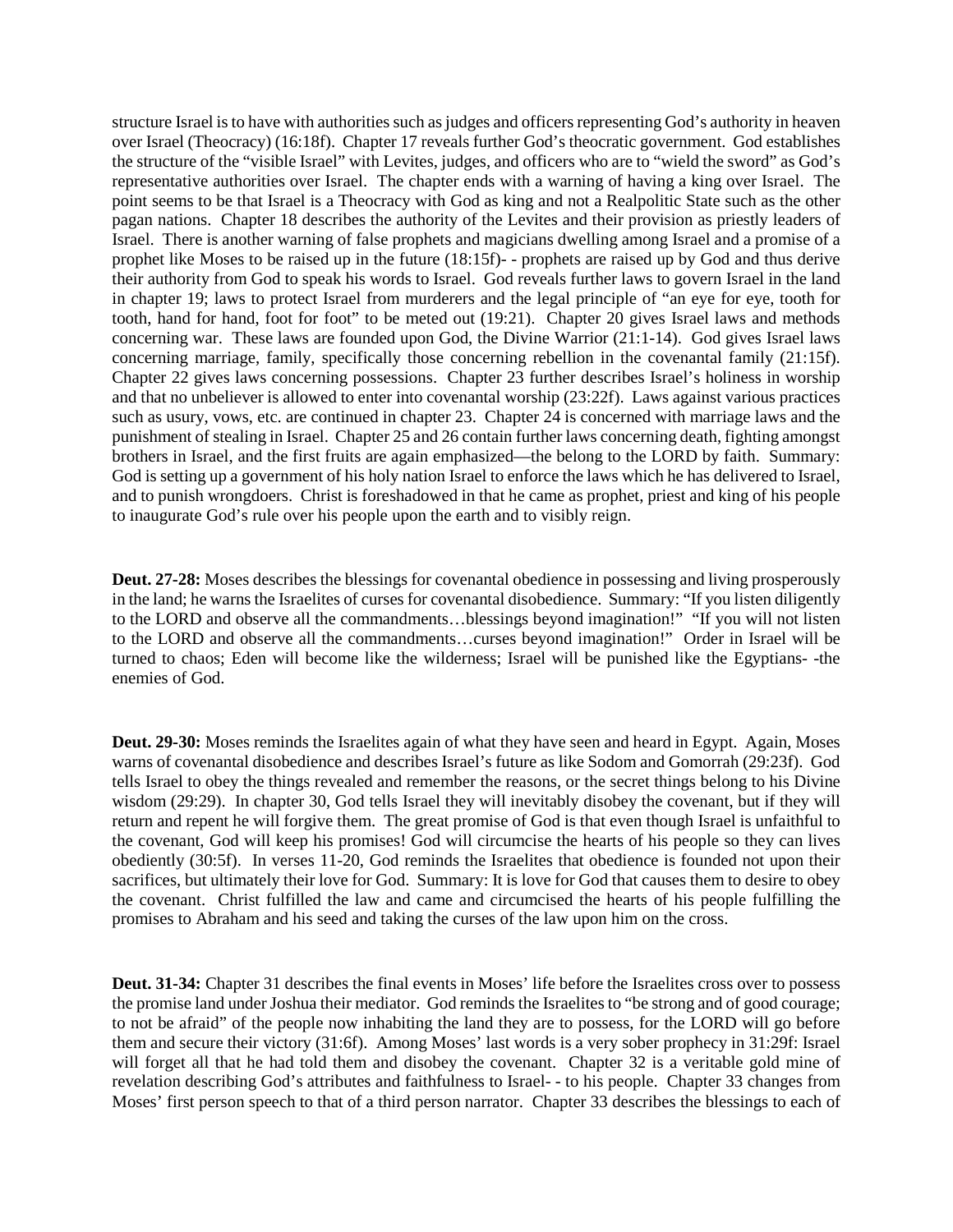structure Israel is to have with authorities such as judges and officers representing God's authority in heaven over Israel (Theocracy) (16:18f). Chapter 17 reveals further God's theocratic government. God establishes the structure of the "visible Israel" with Levites, judges, and officers who are to "wield the sword" as God's representative authorities over Israel. The chapter ends with a warning of having a king over Israel. The point seems to be that Israel is a Theocracy with God as king and not a Realpolitic State such as the other pagan nations. Chapter 18 describes the authority of the Levites and their provision as priestly leaders of Israel. There is another warning of false prophets and magicians dwelling among Israel and a promise of a prophet like Moses to be raised up in the future (18:15f)- - prophets are raised up by God and thus derive their authority from God to speak his words to Israel. God reveals further laws to govern Israel in the land in chapter 19; laws to protect Israel from murderers and the legal principle of "an eye for eye, tooth for tooth, hand for hand, foot for foot" to be meted out (19:21). Chapter 20 gives Israel laws and methods concerning war. These laws are founded upon God, the Divine Warrior (21:1-14). God gives Israel laws concerning marriage, family, specifically those concerning rebellion in the covenantal family (21:15f). Chapter 22 gives laws concerning possessions. Chapter 23 further describes Israel's holiness in worship and that no unbeliever is allowed to enter into covenantal worship (23:22f). Laws against various practices such as usury, vows, etc. are continued in chapter 23. Chapter 24 is concerned with marriage laws and the punishment of stealing in Israel. Chapter 25 and 26 contain further laws concerning death, fighting amongst brothers in Israel, and the first fruits are again emphasized—the belong to the LORD by faith. Summary: God is setting up a government of his holy nation Israel to enforce the laws which he has delivered to Israel, and to punish wrongdoers. Christ is foreshadowed in that he came as prophet, priest and king of his people to inaugurate God's rule over his people upon the earth and to visibly reign.

**Deut. 27-28:** Moses describes the blessings for covenantal obedience in possessing and living prosperously in the land; he warns the Israelites of curses for covenantal disobedience. Summary: "If you listen diligently to the LORD and observe all the commandments…blessings beyond imagination!" "If you will not listen to the LORD and observe all the commandments…curses beyond imagination!" Order in Israel will be turned to chaos; Eden will become like the wilderness; Israel will be punished like the Egyptians- -the enemies of God.

**Deut. 29-30:** Moses reminds the Israelites again of what they have seen and heard in Egypt. Again, Moses warns of covenantal disobedience and describes Israel's future as like Sodom and Gomorrah (29:23f). God tells Israel to obey the things revealed and remember the reasons, or the secret things belong to his Divine wisdom (29:29). In chapter 30, God tells Israel they will inevitably disobey the covenant, but if they will return and repent he will forgive them. The great promise of God is that even though Israel is unfaithful to the covenant, God will keep his promises! God will circumcise the hearts of his people so they can lives obediently (30:5f). In verses 11-20, God reminds the Israelites that obedience is founded not upon their sacrifices, but ultimately their love for God. Summary: It is love for God that causes them to desire to obey the covenant. Christ fulfilled the law and came and circumcised the hearts of his people fulfilling the promises to Abraham and his seed and taking the curses of the law upon him on the cross.

**Deut. 31-34:** Chapter 31 describes the final events in Moses' life before the Israelites cross over to possess the promise land under Joshua their mediator. God reminds the Israelites to "be strong and of good courage; to not be afraid" of the people now inhabiting the land they are to possess, for the LORD will go before them and secure their victory (31:6f). Among Moses' last words is a very sober prophecy in 31:29f: Israel will forget all that he had told them and disobey the covenant. Chapter 32 is a veritable gold mine of revelation describing God's attributes and faithfulness to Israel- - to his people. Chapter 33 changes from Moses' first person speech to that of a third person narrator. Chapter 33 describes the blessings to each of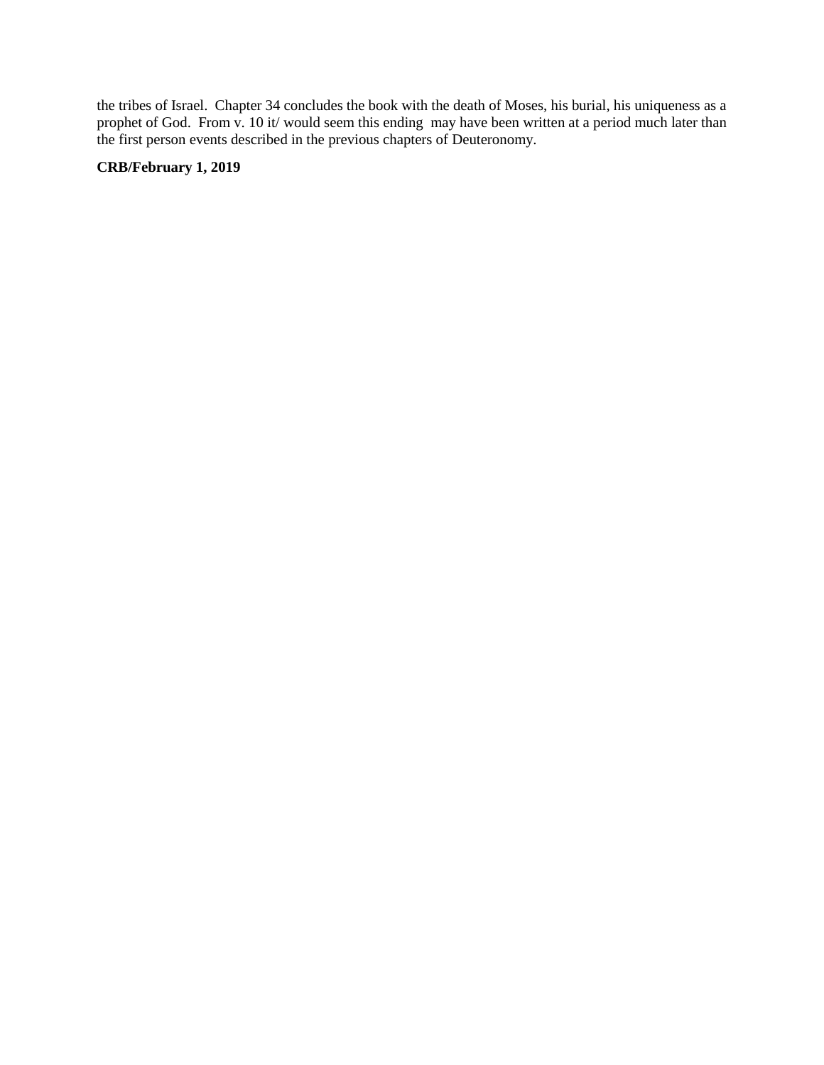the tribes of Israel. Chapter 34 concludes the book with the death of Moses, his burial, his uniqueness as a prophet of God. From v. 10 it/ would seem this ending may have been written at a period much later than the first person events described in the previous chapters of Deuteronomy.

**CRB/February 1, 2019**